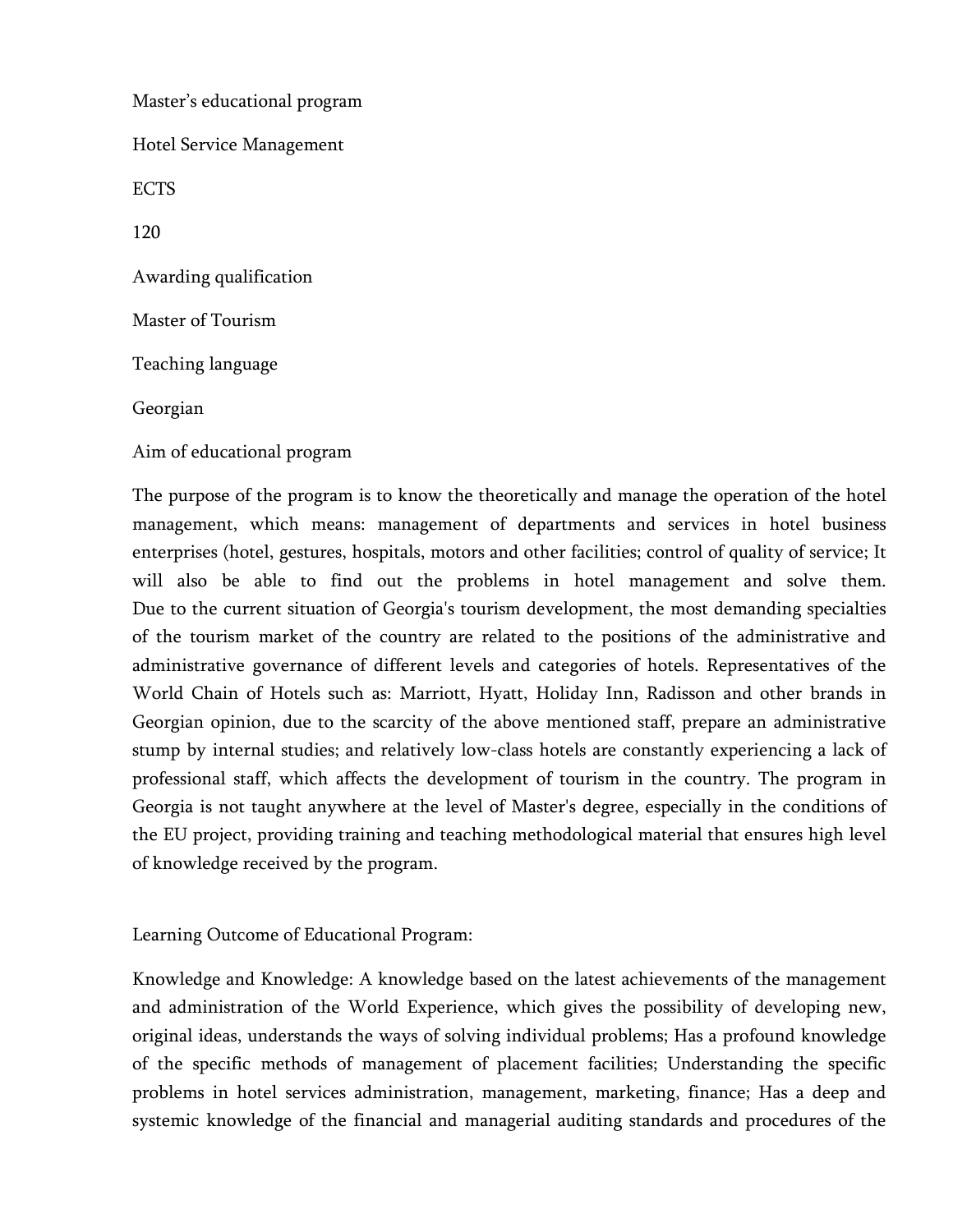Master's educational program

Hotel Service Management

ECTS

120

Awarding qualification

Master of Tourism

Teaching language

Georgian

Aim of educational program

The purpose of the program is to know the theoretically and manage the operation of the hotel management, which means: management of departments and services in hotel business enterprises (hotel, gestures, hospitals, motors and other facilities; control of quality of service; It will also be able to find out the problems in hotel management and solve them. Due to the current situation of Georgia's tourism development, the most demanding specialties of the tourism market of the country are related to the positions of the administrative and administrative governance of different levels and categories of hotels. Representatives of the World Chain of Hotels such as: Marriott, Hyatt, Holiday Inn, Radisson and other brands in Georgian opinion, due to the scarcity of the above mentioned staff, prepare an administrative stump by internal studies; and relatively low-class hotels are constantly experiencing a lack of professional staff, which affects the development of tourism in the country. The program in Georgia is not taught anywhere at the level of Master's degree, especially in the conditions of the EU project, providing training and teaching methodological material that ensures high level of knowledge received by the program.

Learning Outcome of Educational Program:

Knowledge and Knowledge: A knowledge based on the latest achievements of the management and administration of the World Experience, which gives the possibility of developing new, original ideas, understands the ways of solving individual problems; Has a profound knowledge of the specific methods of management of placement facilities; Understanding the specific problems in hotel services administration, management, marketing, finance; Has a deep and systemic knowledge of the financial and managerial auditing standards and procedures of the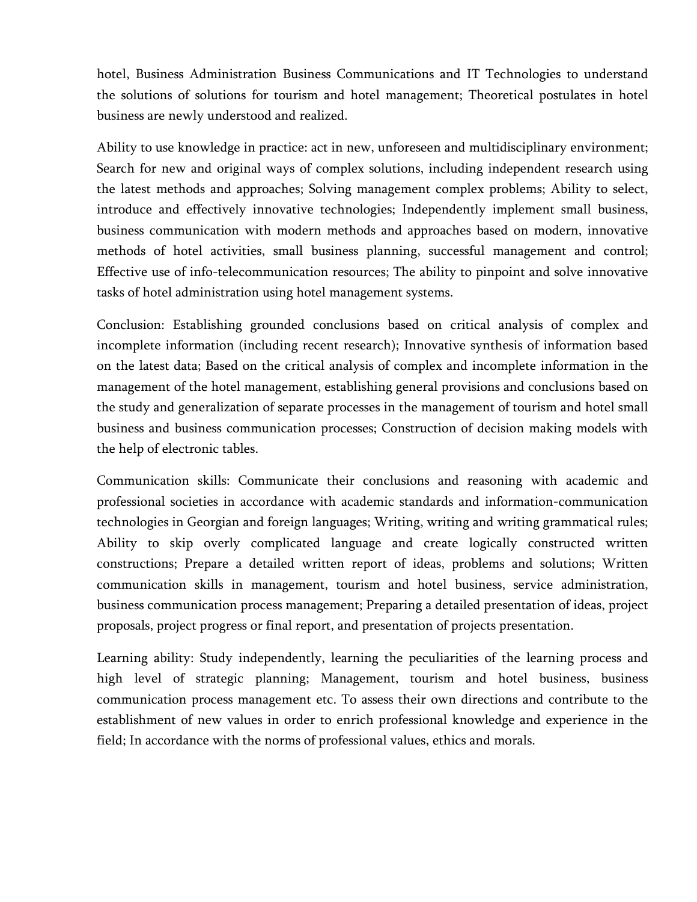hotel, Business Administration Business Communications and IT Technologies to understand the solutions of solutions for tourism and hotel management; Theoretical postulates in hotel business are newly understood and realized.

Ability to use knowledge in practice: act in new, unforeseen and multidisciplinary environment; Search for new and original ways of complex solutions, including independent research using the latest methods and approaches; Solving management complex problems; Ability to select, introduce and effectively innovative technologies; Independently implement small business, business communication with modern methods and approaches based on modern, innovative methods of hotel activities, small business planning, successful management and control; Effective use of info-telecommunication resources; The ability to pinpoint and solve innovative tasks of hotel administration using hotel management systems.

Conclusion: Establishing grounded conclusions based on critical analysis of complex and incomplete information (including recent research); Innovative synthesis of information based on the latest data; Based on the critical analysis of complex and incomplete information in the management of the hotel management, establishing general provisions and conclusions based on the study and generalization of separate processes in the management of tourism and hotel small business and business communication processes; Construction of decision making models with the help of electronic tables.

Communication skills: Communicate their conclusions and reasoning with academic and professional societies in accordance with academic standards and information-communication technologies in Georgian and foreign languages; Writing, writing and writing grammatical rules; Ability to skip overly complicated language and create logically constructed written constructions; Prepare a detailed written report of ideas, problems and solutions; Written communication skills in management, tourism and hotel business, service administration, business communication process management; Preparing a detailed presentation of ideas, project proposals, project progress or final report, and presentation of projects presentation.

Learning ability: Study independently, learning the peculiarities of the learning process and high level of strategic planning; Management, tourism and hotel business, business communication process management etc. To assess their own directions and contribute to the establishment of new values in order to enrich professional knowledge and experience in the field; In accordance with the norms of professional values, ethics and morals.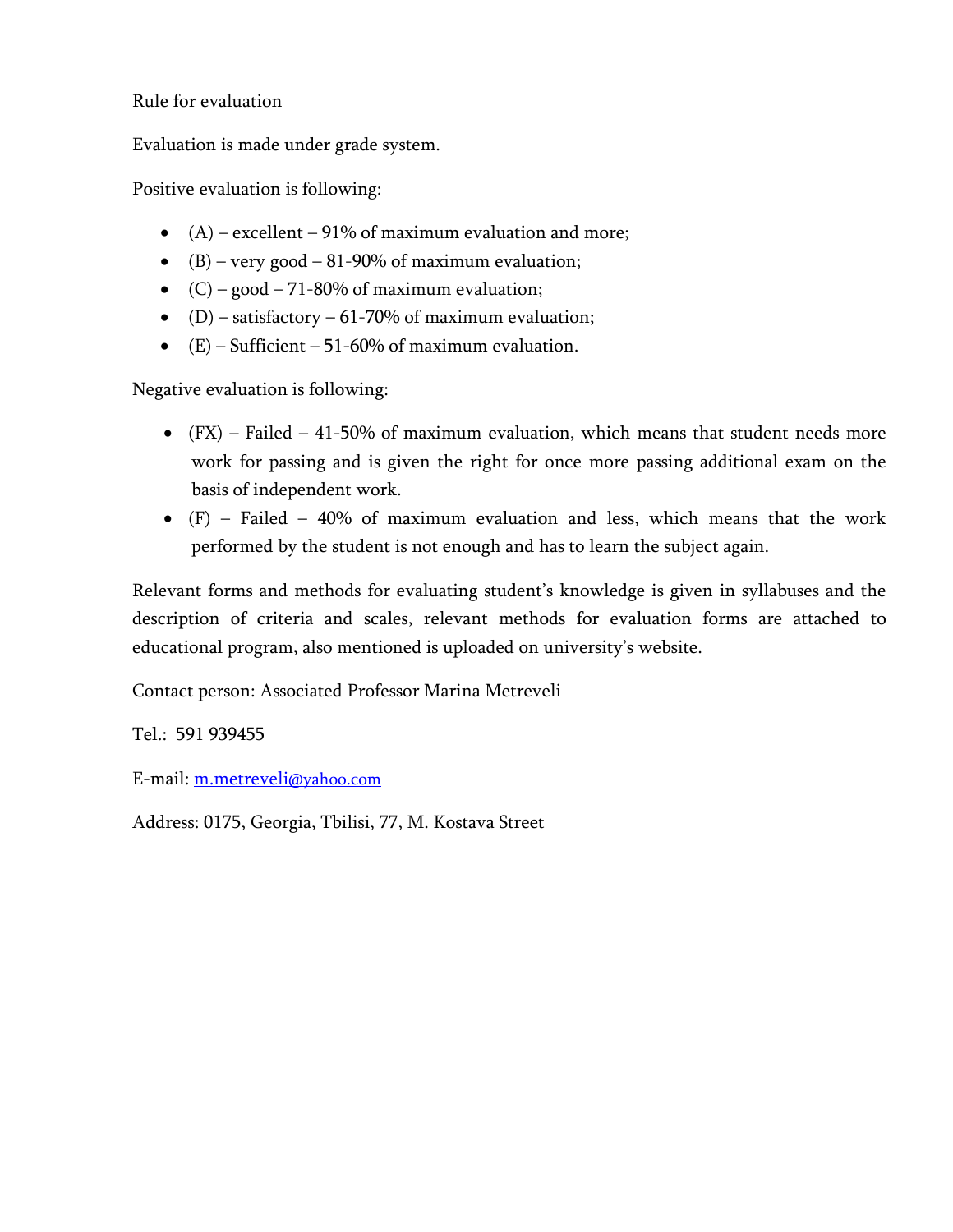Rule for evaluation

Evaluation is made under grade system.

Positive evaluation is following:

- (A) – excellent – 91% of maximum evaluation and more;
- (B) – very good – 81-90% of maximum evaluation;
- (C) – good – 71-80% of maximum evaluation;
- (D) – satisfactory – 61-70% of maximum evaluation;
- (E) – Sufficient – 51-60% of maximum evaluation.

Negative evaluation is following:

- (FX) – Failed – 41-50% of maximum evaluation, which means that student needs more work for passing and is given the right for once more passing additional exam on the basis of independent work.
- (F) – Failed – 40% of maximum evaluation and less, which means that the work performed by the student is not enough and has to learn the subject again.

Relevant forms and methods for evaluating student's knowledge is given in syllabuses and the description of criteria and scales, relevant methods for evaluation forms are attached to educational program, also mentioned is uploaded on university's website.

Contact person: Associated Professor Marina Metreveli

Tel.: 591 939455

E-mail: m.metreveli@yahoo.com

Address: 0175, Georgia, Tbilisi, 77, M. Kostava Street